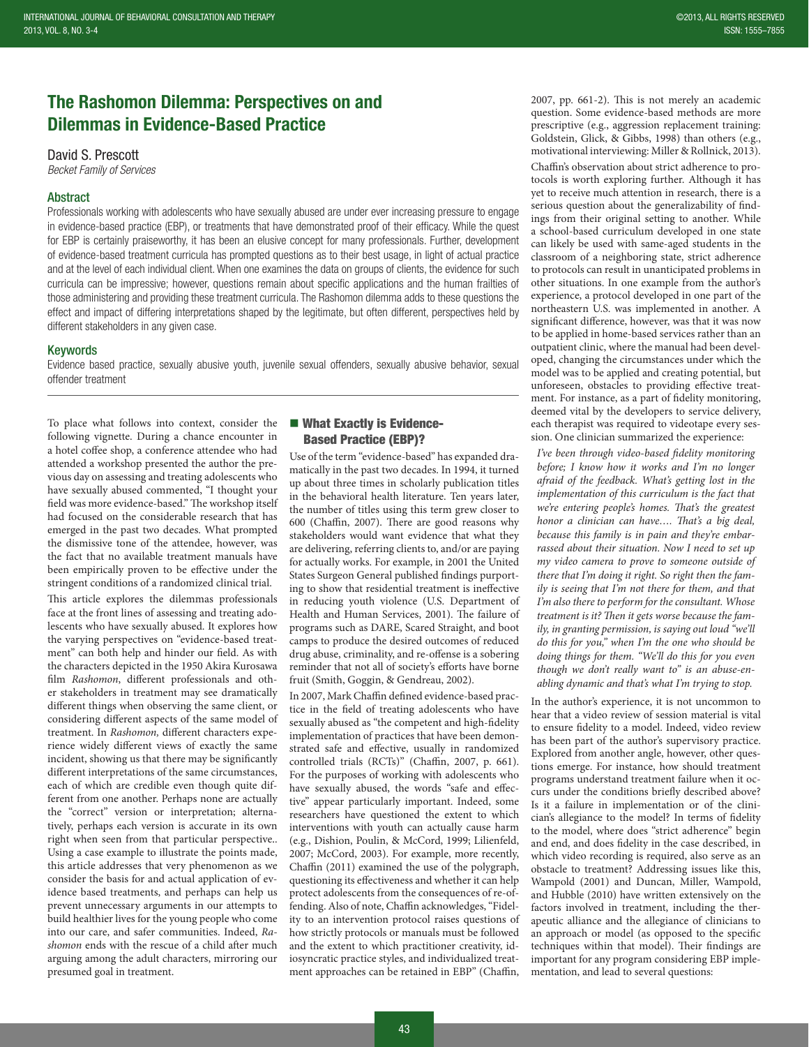# The Rashomon Dilemma: Perspectives on and Dilemmas in Evidence-Based Practice

David S. Prescott

*Becket Family of Services*

## Abstract

Professionals working with adolescents who have sexually abused are under ever increasing pressure to engage in evidence-based practice (EBP), or treatments that have demonstrated proof of their efficacy. While the quest for EBP is certainly praiseworthy, it has been an elusive concept for many professionals. Further, development of evidence-based treatment curricula has prompted questions as to their best usage, in light of actual practice and at the level of each individual client. When one examines the data on groups of clients, the evidence for such curricula can be impressive; however, questions remain about specific applications and the human frailties of those administering and providing these treatment curricula. The Rashomon dilemma adds to these questions the effect and impact of differing interpretations shaped by the legitimate, but often different, perspectives held by different stakeholders in any given case.

## Keywords

Evidence based practice, sexually abusive youth, juvenile sexual offenders, sexually abusive behavior, sexual offender treatment

---

To place what follows into context, consider the following vignette. During a chance encounter in a hotel coffee shop, a conference attendee who had attended a workshop presented the author the previous day on assessing and treating adolescents who have sexually abused commented, "I thought your field was more evidence-based." The workshop itself had focused on the considerable research that has emerged in the past two decades. What prompted the dismissive tone of the attendee, however, was the fact that no available treatment manuals have been empirically proven to be effective under the stringent conditions of a randomized clinical trial.

This article explores the dilemmas professionals face at the front lines of assessing and treating adolescents who have sexually abused. It explores how the varying perspectives on "evidence-based treatment" can both help and hinder our field. As with the characters depicted in the 1950 Akira Kurosawa film *Rashomon*, different professionals and other stakeholders in treatment may see dramatically different things when observing the same client, or considering different aspects of the same model of treatment. In *Rashomon,* different characters experience widely different views of exactly the same incident, showing us that there may be significantly different interpretations of the same circumstances, each of which are credible even though quite different from one another. Perhaps none are actually the "correct" version or interpretation; alternatively, perhaps each version is accurate in its own right when seen from that particular perspective.. Using a case example to illustrate the points made, this article addresses that very phenomenon as we consider the basis for and actual application of evidence based treatments, and perhaps can help us prevent unnecessary arguments in our attempts to build healthier lives for the young people who come into our care, and safer communities. Indeed, *Rashomon* ends with the rescue of a child after much arguing among the adult characters, mirroring our presumed goal in treatment.

## What Exactly is Evidence-Based Practice (EBP)?

Use of the term "evidence-based" has expanded dramatically in the past two decades. In 1994, it turned up about three times in scholarly publication titles in the behavioral health literature. Ten years later, the number of titles using this term grew closer to 600 (Chaffin, 2007). There are good reasons why stakeholders would want evidence that what they are delivering, referring clients to, and/or are paying for actually works. For example, in 2001 the United States Surgeon General published findings purporting to show that residential treatment is ineffective in reducing youth violence (U.S. Department of Health and Human Services, 2001). The failure of programs such as DARE, Scared Straight, and boot camps to produce the desired outcomes of reduced drug abuse, criminality, and re-offense is a sobering reminder that not all of society's efforts have borne fruit (Smith, Goggin, & Gendreau, 2002).

In 2007, Mark Chaffin defined evidence-based practice in the field of treating adolescents who have sexually abused as "the competent and high-fidelity implementation of practices that have been demonstrated safe and effective, usually in randomized controlled trials (RCTs)" (Chaffin, 2007, p. 661). For the purposes of working with adolescents who have sexually abused, the words "safe and effective" appear particularly important. Indeed, some researchers have questioned the extent to which interventions with youth can actually cause harm (e.g., Dishion, Poulin, & McCord, 1999; Lilienfeld, 2007; McCord, 2003). For example, more recently, Chaffin (2011) examined the use of the polygraph, questioning its effectiveness and whether it can help protect adolescents from the consequences of re-offending. Also of note, Chaffin acknowledges, "Fidelity to an intervention protocol raises questions of how strictly protocols or manuals must be followed and the extent to which practitioner creativity, idiosyncratic practice styles, and individualized treatment approaches can be retained in EBP" (Chaffin, 2007, pp. 661-2). This is not merely an academic question. Some evidence-based methods are more prescriptive (e.g., aggression replacement training: Goldstein, Glick, & Gibbs, 1998) than others (e.g., motivational interviewing: Miller & Rollnick, 2013).

Chaffin's observation about strict adherence to protocols is worth exploring further. Although it has yet to receive much attention in research, there is a serious question about the generalizability of findings from their original setting to another. While a school-based curriculum developed in one state can likely be used with same-aged students in the classroom of a neighboring state, strict adherence to protocols can result in unanticipated problems in other situations. In one example from the author's experience, a protocol developed in one part of the northeastern U.S. was implemented in another. A significant difference, however, was that it was now to be applied in home-based services rather than an outpatient clinic, where the manual had been developed, changing the circumstances under which the model was to be applied and creating potential, but unforeseen, obstacles to providing effective treatment. For instance, as a part of fidelity monitoring, deemed vital by the developers to service delivery, each therapist was required to videotape every session. One clinician summarized the experience:

> *I've been through video-based fidelity monitoring before; I know how it works and I'm no longer afraid of the feedback. What's getting lost in the implementation of this curriculum is the fact that we're entering people's homes. That's the greatest honor a clinician can have…. That's a big deal, because this family is in pain and they're embarrassed about their situation. Now I need to set up my video camera to prove to someone outside of there that I'm doing it right. So right then the family is seeing that I'm not there for them, and that I'm also there to perform for the consultant. Whose treatment is it? Then it gets worse because the family, in granting permission, is saying out loud "we'll do this for you," when I'm the one who should be doing things for them. "We'll do this for you even though we don't really want to" is an abuse-enabling dynamic and that's what I'm trying to stop.*

In the author's experience, it is not uncommon to hear that a video review of session material is vital to ensure fidelity to a model. Indeed, video review has been part of the author's supervisory practice. Explored from another angle, however, other questions emerge. For instance, how should treatment programs understand treatment failure when it occurs under the conditions briefly described above? Is it a failure in implementation or of the clinician's allegiance to the model? In terms of fidelity to the model, where does "strict adherence" begin and end, and does fidelity in the case described, in which video recording is required, also serve as an obstacle to treatment? Addressing issues like this, Wampold (2001) and Duncan, Miller, Wampold, and Hubble (2010) have written extensively on the factors involved in treatment, including the therapeutic alliance and the allegiance of clinicians to an approach or model (as opposed to the specific techniques within that model). Their findings are important for any program considering EBP implementation, and lead to several questions: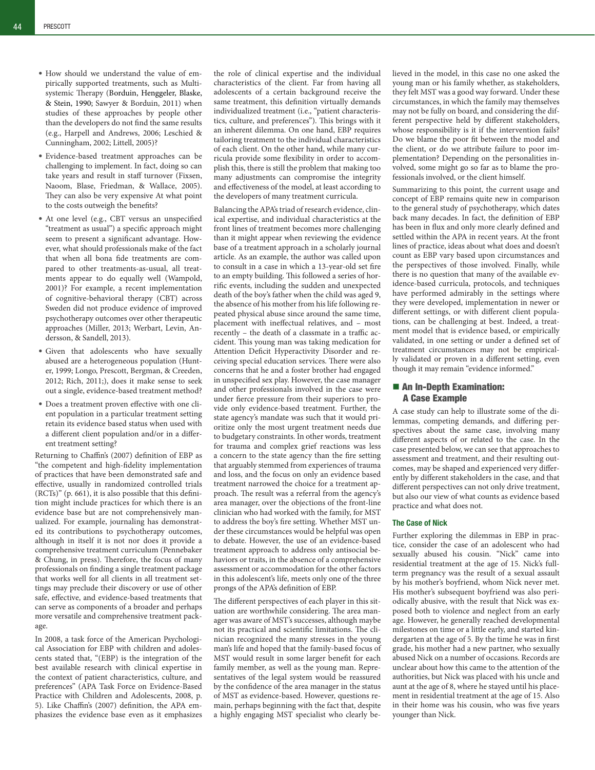- How should we understand the value of empirically supported treatments, such as Multisystemic Therapy (Borduin, Henggeler, Blaske, & Stein, 1990; Sawyer & Borduin, 2011) when studies of these approaches by people other than the developers do not find the same results (e.g., Harpell and Andrews, 2006; Leschied & Cunningham, 2002; Littell, 2005)?
- Evidence-based treatment approaches can be challenging to implement. In fact, doing so can take years and result in staff turnover (Fixsen, Naoom, Blase, Friedman, & Wallace, 2005). They can also be very expensive At what point to the costs outweigh the benefits?
- At one level (e.g., CBT versus an unspecified "treatment as usual") a specific approach might seem to present a significant advantage. However, what should professionals make of the fact that when all bona fide treatments are compared to other treatments-as-usual, all treatments appear to do equally well (Wampold, 2001)? For example, a recent implementation of cognitive-behavioral therapy (CBT) across Sweden did not produce evidence of improved psychotherapy outcomes over other therapeutic approaches (Miller, 2013; Werbart, Levin, Andersson, & Sandell, 2013).
- Given that adolescents who have sexually abused are a heterogeneous population (Hunter, 1999; Longo, Prescott, Bergman, & Creeden, 2012; Rich, 2011;), does it make sense to seek out a single, evidence-based treatment method?
- Does a treatment proven effective with one client population in a particular treatment setting retain its evidence based status when used with a different client population and/or in a different treatment setting?

Returning to Chaffin's (2007) definition of EBP as "the competent and high-fidelity implementation of practices that have been demonstrated safe and effective, usually in randomized controlled trials (RCTs)" (p. 661), it is also possible that this definition might include practices for which there is an evidence base but are not comprehensively manualized. For example, journaling has demonstrated its contributions to psychotherapy outcomes, although in itself it is not nor does it provide a comprehensive treatment curriculum (Pennebaker & Chung, in press). Therefore, the focus of many professionals on finding a single treatment package that works well for all clients in all treatment settings may preclude their discovery or use of other safe, effective, and evidence-based treatments that can serve as components of a broader and perhaps more versatile and comprehensive treatment package.

In 2008, a task force of the American Psychological Association for EBP with children and adolescents stated that, "(EBP) is the integration of the best available research with clinical expertise in the context of patient characteristics, culture, and preferences" (APA Task Force on Evidence-Based Practice with Children and Adolescents, 2008, p. 5). Like Chaffin's (2007) definition, the APA emphasizes the evidence base even as it emphasizes the role of clinical expertise and the individual characteristics of the client. Far from having all adolescents of a certain background receive the same treatment, this definition virtually demands individualized treatment (i.e., "patient characteristics, culture, and preferences"). This brings with it an inherent dilemma. On one hand, EBP requires tailoring treatment to the individual characteristics of each client. On the other hand, while many curricula provide some flexibility in order to accomplish this, there is still the problem that making too many adjustments can compromise the integrity and effectiveness of the model, at least according to the developers of many treatment curricula.

Balancing the APA's triad of research evidence, clinical expertise, and individual characteristics at the front lines of treatment becomes more challenging than it might appear when reviewing the evidence base of a treatment approach in a scholarly journal article. As an example, the author was called upon to consult in a case in which a 13-year-old set fire to an empty building. This followed a series of horrific events, including the sudden and unexpected death of the boy's father when the child was aged 9, the absence of his mother from his life following repeated physical abuse since around the same time, placement with ineffectual relatives, and – most recently – the death of a classmate in a traffic accident. This young man was taking medication for Attention Deficit Hyperactivity Disorder and receiving special education services. There were also concerns that he and a foster brother had engaged in unspecified sex play. However, the case manager and other professionals involved in the case were under fierce pressure from their superiors to provide only evidence-based treatment. Further, the state agency's mandate was such that it would prioritize only the most urgent treatment needs due to budgetary constraints. In other words, treatment for trauma and complex grief reactions was less a concern to the state agency than the fire setting that arguably stemmed from experiences of trauma and loss, and the focus on only an evidence based treatment narrowed the choice for a treatment approach. The result was a referral from the agency's area manager, over the objections of the front-line clinician who had worked with the family, for MST to address the boy's fire setting. Whether MST under these circumstances would be helpful was open to debate. However, the use of an evidence-based treatment approach to address only antisocial behaviors or traits, in the absence of a comprehensive assessment or accommodation for the other factors in this adolescent's life, meets only one of the three prongs of the APA's definition of EBP.

The different perspectives of each player in this situation are worthwhile considering. The area manager was aware of MST's successes, although maybe not its practical and scientific limitations. The clinician recognized the many stresses in the young man's life and hoped that the family-based focus of MST would result in some larger benefit for each family member, as well as the young man. Representatives of the legal system would be reassured by the confidence of the area manager in the status of MST as evidence-based. However, questions remain, perhaps beginning with the fact that, despite a highly engaging MST specialist who clearly believed in the model, in this case no one asked the young man or his family whether, as stakeholders, they felt MST was a good way forward. Under these circumstances, in which the family may themselves not be fully on board, and considering the different perspective held by different stakeholders, whose responsibility is it if the intervention fails? Do we blame the poor fit between the model and the client, or do we attribute failure to poor implementation? Depending on the personalities involved, some might go so far as to blame the professionals involved, or the client himself.

Summarizing to this point, the current usage and concept of EBP remains quite new in comparison to the general study of psychotherapy, which dates back many decades. In fact, the definition of EBP has been in flux and only more clearly defined and settled within the APA in recent years. At the front lines of practice, ideas about what does and doesn't count as EBP vary based upon circumstances and the perspectives of those involved. Finally, while there is no question that many of the available evidence-based curricula, protocols, and techniques have performed admirably in the settings where they were developed, implementation in newer or different settings, or with different client populations, can be challenging at best. Indeed, a treatment model that is evidence based, or empirically validated, in one setting or under a defined set of treatment circumstances may not be empirically validated or proven in a different setting, even though it may remain "evidence informed."

## An In-Depth Examination: A Case Example

A case study can help to illustrate some of the dilemmas, competing demands, and differing perspectives about the same case, involving many different aspects of or related to the case. In the case presented below, we can see that approaches to assessment and treatment, and their resulting outcomes, may be shaped and experienced very differently by different stakeholders in the case, and that different perspectives can not only drive treatment, but also our view of what counts as evidence based practice and what does not.

### The Case of Nick

Further exploring the dilemmas in EBP in practice, consider the case of an adolescent who had sexually abused his cousin. "Nick" came into residential treatment at the age of 15. Nick's full-term pregnancy was the result of a sexual assault by his mother's boyfriend, whom Nick never met. His mother's subsequent boyfriend was also periodically abusive, with the result that Nick was exposed both to violence and neglect from an early age. However, he generally reached developmental milestones on time or a little early, and started kindergarten at the age of 5. By the time he was in first grade, his mother had a new partner, who sexually abused Nick on a number of occasions. Records are unclear about how this came to the attention of the authorities, but Nick was placed with his uncle and aunt at the age of 8, where he stayed until his placement in residential treatment at the age of 15. Also in their home was his cousin, who was five years younger than Nick.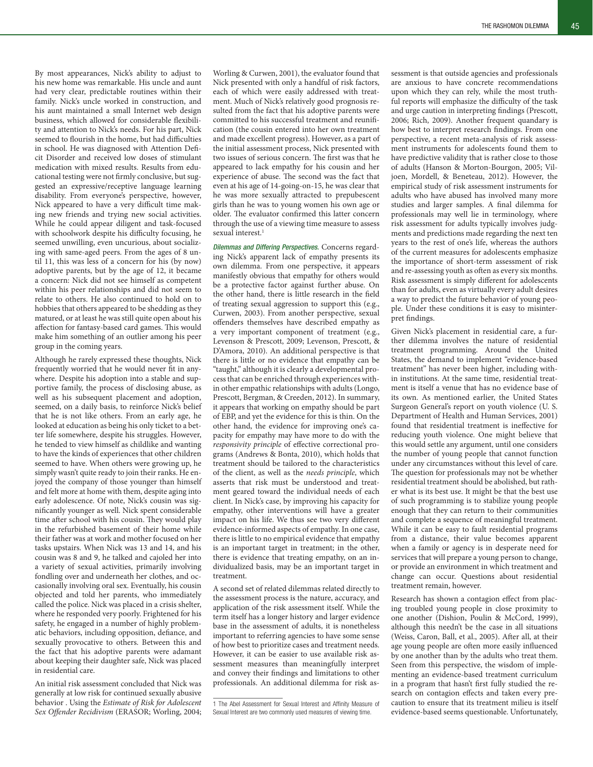By most appearances, Nick's ability to adjust to his new home was remarkable. His uncle and aunt had very clear, predictable routines within their family. Nick's uncle worked in construction, and his aunt maintained a small Internet web design business, which allowed for considerable flexibility and attention to Nick's needs. For his part, Nick seemed to flourish in the home, but had difficulties in school. He was diagnosed with Attention Deficit Disorder and received low doses of stimulant medication with mixed results. Results from educational testing were not firmly conclusive, but suggested an expressive/receptive language learning disability. From everyone's perspective, however, Nick appeared to have a very difficult time making new friends and trying new social activities. While he could appear diligent and task-focused with schoolwork despite his difficulty focusing, he seemed unwilling, even uncurious, about socializing with same-aged peers. From the ages of 8 until 11, this was less of a concern for his (by now) adoptive parents, but by the age of 12, it became a concern: Nick did not see himself as competent within his peer relationships and did not seem to relate to others. He also continued to hold on to hobbies that others appeared to be shedding as they matured, or at least he was still quite open about his affection for fantasy-based card games. This would make him something of an outlier among his peer group in the coming years.

Although he rarely expressed these thoughts, Nick frequently worried that he would never fit in anywhere. Despite his adoption into a stable and supportive family, the process of disclosing abuse, as well as his subsequent placement and adoption, seemed, on a daily basis, to reinforce Nick's belief that he is not like others. From an early age, he looked at education as being his only ticket to a better life somewhere, despite his struggles. However, he tended to view himself as childlike and wanting to have the kinds of experiences that other children seemed to have. When others were growing up, he simply wasn't quite ready to join their ranks. He enjoyed the company of those younger than himself and felt more at home with them, despite aging into early adolescence. Of note, Nick's cousin was significantly younger as well. Nick spent considerable time after school with his cousin. They would play in the refurbished basement of their home while their father was at work and mother focused on her tasks upstairs. When Nick was 13 and 14, and his cousin was 8 and 9, he talked and cajoled her into a variety of sexual activities, primarily involving fondling over and underneath her clothes, and occasionally involving oral sex. Eventually, his cousin objected and told her parents, who immediately called the police. Nick was placed in a crisis shelter, where he responded very poorly. Frightened for his safety, he engaged in a number of highly problematic behaviors, including opposition, defiance, and sexually provocative to others. Between this and the fact that his adoptive parents were adamant about keeping their daughter safe, Nick was placed in residential care.

An initial risk assessment concluded that Nick was generally at low risk for continued sexually abusive behavior . Using the *Estimate of Risk for Adolescent Sex Offender Recidivism* (ERASOR; Worling, 2004; Worling & Curwen, 2001), the evaluator found that Nick presented with only a handful of risk factors, each of which were easily addressed with treatment. Much of Nick's relatively good prognosis resulted from the fact that his adoptive parents were committed to his successful treatment and reunification (the cousin entered into her own treatment and made excellent progress). However, as a part of the initial assessment process, Nick presented with two issues of serious concern. The first was that he appeared to lack empathy for his cousin and her experience of abuse. The second was the fact that even at his age of 14-going-on-15, he was clear that he was more sexually attracted to prepubescent girls than he was to young women his own age or older. The evaluator confirmed this latter concern through the use of a viewing time measure to assess sexual interest.[1]

*Dilemmas and Differing Perspectives.* Concerns regarding Nick's apparent lack of empathy presents its own dilemma. From one perspective, it appears manifestly obvious that empathy for others would be a protective factor against further abuse. On the other hand, there is little research in the field of treating sexual aggression to support this (e.g., Curwen, 2003). From another perspective, sexual offenders themselves have described empathy as a very important component of treatment (e.g., Levenson & Prescott, 2009; Levenson, Prescott, & D'Amora, 2010). An additional perspective is that there is little or no evidence that empathy can be "taught," although it is clearly a developmental process that can be enriched through experiences within other empathic relationships with adults (Longo, Prescott, Bergman, & Creeden, 2012). In summary, it appears that working on empathy should be part of EBP, and yet the evidence for this is thin. On the other hand, the evidence for improving one's capacity for empathy may have more to do with the *responsivity principle* of effective correctional programs (Andrews & Bonta, 2010), which holds that treatment should be tailored to the characteristics of the client, as well as the *needs principle*, which asserts that risk must be understood and treatment geared toward the individual needs of each client. In Nick's case, by improving his capacity for empathy, other interventions will have a greater impact on his life. We thus see two very different evidence-informed aspects of empathy. In one case, there is little to no empirical evidence that empathy is an important target in treatment; in the other, there is evidence that treating empathy, on an individualized basis, may be an important target in treatment.

A second set of related dilemmas related directly to the assessment process is the nature, accuracy, and application of the risk assessment itself. While the term itself has a longer history and larger evidence base in the assessment of adults, it is nonetheless important to referring agencies to have some sense of how best to prioritize cases and treatment needs. However, it can be easier to use available risk assessment measures than meaningfully interpret and convey their findings and limitations to other professionals. An additional dilemma for risk assessment is that outside agencies and professionals are anxious to have concrete recommendations upon which they can rely, while the most truthful reports will emphasize the difficulty of the task and urge caution in interpreting findings (Prescott, 2006; Rich, 2009). Another frequent quandary is how best to interpret research findings. From one perspective, a recent meta-analysis of risk assessment instruments for adolescents found them to have predictive validity that is rather close to those of adults (Hanson & Morton-Bourgon, 2005; Viljoen, Mordell, & Beneteau, 2012). However, the empirical study of risk assessment instruments for adults who have abused has involved many more studies and larger samples. A final dilemma for professionals may well lie in terminology, where risk assessment for adults typically involves judgments and predictions made regarding the next ten years to the rest of one's life, whereas the authors of the current measures for adolescents emphasize the importance of short-term assessment of risk and re-assessing youth as often as every six months. Risk assessment is simply different for adolescents than for adults, even as virtually every adult desires a way to predict the future behavior of young people. Under these conditions it is easy to misinterpret findings.

Given Nick's placement in residential care, a further dilemma involves the nature of residential treatment programming. Around the United States, the demand to implement "evidence-based treatment" has never been higher, including within institutions. At the same time, residential treatment is itself a venue that has no evidence base of its own. As mentioned earlier, the United States Surgeon General's report on youth violence (U. S. Department of Health and Human Services, 2001) found that residential treatment is ineffective for reducing youth violence. One might believe that this would settle any argument, until one considers the number of young people that cannot function under any circumstances without this level of care. The question for professionals may not be whether residential treatment should be abolished, but rather what is its best use. It might be that the best use of such programming is to stabilize young people enough that they can return to their communities and complete a sequence of meaningful treatment. While it can be easy to fault residential programs from a distance, their value becomes apparent when a family or agency is in desperate need for services that will prepare a young person to change, or provide an environment in which treatment and change can occur. Questions about residential treatment remain, however.

Research has shown a contagion effect from placing troubled young people in close proximity to one another (Dishion, Poulin & McCord, 1999), although this needn't be the case in all situations (Weiss, Caron, Ball, et al., 2005). After all, at their age young people are often more easily influenced by one another than by the adults who treat them. Seen from this perspective, the wisdom of implementing an evidence-based treatment curriculum in a program that hasn't first fully studied the research on contagion effects and taken every precaution to ensure that its treatment milieu is itself evidence-based seems questionable. Unfortunately,

[1] The Abel Assessment for Sexual Interest and Affinity Measure of Sexual Interest are two commonly used measures of viewing time.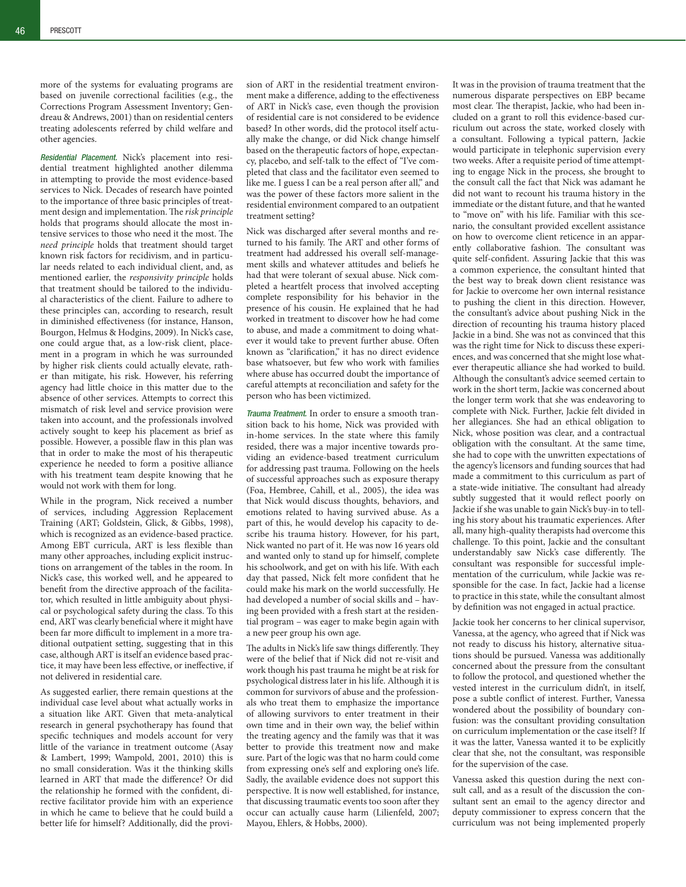more of the systems for evaluating programs are based on juvenile correctional facilities (e.g., the Corrections Program Assessment Inventory; Gendreau & Andrews, 2001) than on residential centers treating adolescents referred by child welfare and other agencies.

*Residential Placement.* Nick's placement into residential treatment highlighted another dilemma in attempting to provide the most evidence-based services to Nick. Decades of research have pointed to the importance of three basic principles of treatment design and implementation. The *risk principle* holds that programs should allocate the most intensive services to those who need it the most. The *need principle* holds that treatment should target known risk factors for recidivism, and in particular needs related to each individual client, and, as mentioned earlier, the *responsivity principle* holds that treatment should be tailored to the individual characteristics of the client. Failure to adhere to these principles can, according to research, result in diminished effectiveness (for instance, Hanson, Bourgon, Helmus & Hodgins, 2009). In Nick's case, one could argue that, as a low-risk client, placement in a program in which he was surrounded by higher risk clients could actually elevate, rather than mitigate, his risk. However, his referring agency had little choice in this matter due to the absence of other services. Attempts to correct this mismatch of risk level and service provision were taken into account, and the professionals involved actively sought to keep his placement as brief as possible. However, a possible flaw in this plan was that in order to make the most of his therapeutic experience he needed to form a positive alliance with his treatment team despite knowing that he would not work with them for long.

While in the program, Nick received a number of services, including Aggression Replacement Training (ART; Goldstein, Glick, & Gibbs, 1998), which is recognized as an evidence-based practice. Among EBT curricula, ART is less flexible than many other approaches, including explicit instructions on arrangement of the tables in the room. In Nick's case, this worked well, and he appeared to benefit from the directive approach of the facilitator, which resulted in little ambiguity about physical or psychological safety during the class. To this end, ART was clearly beneficial where it might have been far more difficult to implement in a more traditional outpatient setting, suggesting that in this case, although ART is itself an evidence based practice, it may have been less effective, or ineffective, if not delivered in residential care.

As suggested earlier, there remain questions at the individual case level about what actually works in a situation like ART. Given that meta-analytical research in general psychotherapy has found that specific techniques and models account for very little of the variance in treatment outcome (Asay & Lambert, 1999; Wampold, 2001, 2010) this is no small consideration. Was it the thinking skills learned in ART that made the difference? Or did the relationship he formed with the confident, directive facilitator provide him with an experience in which he came to believe that he could build a better life for himself? Additionally, did the provision of ART in the residential treatment environment make a difference, adding to the effectiveness of ART in Nick's case, even though the provision of residential care is not considered to be evidence based? In other words, did the protocol itself actually make the change, or did Nick change himself based on the therapeutic factors of hope, expectancy, placebo, and self-talk to the effect of "I've completed that class and the facilitator even seemed to like me. I guess I can be a real person after all," and was the power of these factors more salient in the residential environment compared to an outpatient treatment setting?

Nick was discharged after several months and returned to his family. The ART and other forms of treatment had addressed his overall self-management skills and whatever attitudes and beliefs he had that were tolerant of sexual abuse. Nick completed a heartfelt process that involved accepting complete responsibility for his behavior in the presence of his cousin. He explained that he had worked in treatment to discover how he had come to abuse, and made a commitment to doing whatever it would take to prevent further abuse. Often known as "clarification," it has no direct evidence base whatsoever, but few who work with families where abuse has occurred doubt the importance of careful attempts at reconciliation and safety for the person who has been victimized.

*Trauma Treatment.* In order to ensure a smooth transition back to his home, Nick was provided with in-home services. In the state where this family resided, there was a major incentive towards providing an evidence-based treatment curriculum for addressing past trauma. Following on the heels of successful approaches such as exposure therapy (Foa, Hembree, Cahill, et al., 2005), the idea was that Nick would discuss thoughts, behaviors, and emotions related to having survived abuse. As a part of this, he would develop his capacity to describe his trauma history. However, for his part, Nick wanted no part of it. He was now 16 years old and wanted only to stand up for himself, complete his schoolwork, and get on with his life. With each day that passed, Nick felt more confident that he could make his mark on the world successfully. He had developed a number of social skills and – having been provided with a fresh start at the residential program – was eager to make begin again with a new peer group his own age.

The adults in Nick's life saw things differently. They were of the belief that if Nick did not re-visit and work though his past trauma he might be at risk for psychological distress later in his life. Although it is common for survivors of abuse and the professionals who treat them to emphasize the importance of allowing survivors to enter treatment in their own time and in their own way, the belief within the treating agency and the family was that it was better to provide this treatment now and make sure. Part of the logic was that no harm could come from expressing one's self and exploring one's life. Sadly, the available evidence does not support this perspective. It is now well established, for instance, that discussing traumatic events too soon after they occur can actually cause harm (Lilienfeld, 2007; Mayou, Ehlers, & Hobbs, 2000).

It was in the provision of trauma treatment that the numerous disparate perspectives on EBP became most clear. The therapist, Jackie, who had been included on a grant to roll this evidence-based curriculum out across the state, worked closely with a consultant. Following a typical pattern, Jackie would participate in telephonic supervision every two weeks. After a requisite period of time attempting to engage Nick in the process, she brought to the consult call the fact that Nick was adamant he did not want to recount his trauma history in the immediate or the distant future, and that he wanted to "move on" with his life. Familiar with this scenario, the consultant provided excellent assistance on how to overcome client reticence in an apparently collaborative fashion. The consultant was quite self-confident. Assuring Jackie that this was a common experience, the consultant hinted that the best way to break down client resistance was for Jackie to overcome her own internal resistance to pushing the client in this direction. However, the consultant's advice about pushing Nick in the direction of recounting his trauma history placed Jackie in a bind. She was not as convinced that this was the right time for Nick to discuss these experiences, and was concerned that she might lose whatever therapeutic alliance she had worked to build. Although the consultant's advice seemed certain to work in the short term, Jackie was concerned about the longer term work that she was endeavoring to complete with Nick. Further, Jackie felt divided in her allegiances. She had an ethical obligation to Nick, whose position was clear, and a contractual obligation with the consultant. At the same time, she had to cope with the unwritten expectations of the agency's licensors and funding sources that had made a commitment to this curriculum as part of a state-wide initiative. The consultant had already subtly suggested that it would reflect poorly on Jackie if she was unable to gain Nick's buy-in to telling his story about his traumatic experiences. After all, many high-quality therapists had overcome this challenge. To this point, Jackie and the consultant understandably saw Nick's case differently. The consultant was responsible for successful implementation of the curriculum, while Jackie was responsible for the case. In fact, Jackie had a license to practice in this state, while the consultant almost by definition was not engaged in actual practice.

Jackie took her concerns to her clinical supervisor, Vanessa, at the agency, who agreed that if Nick was not ready to discuss his history, alternative situations should be pursued. Vanessa was additionally concerned about the pressure from the consultant to follow the protocol, and questioned whether the vested interest in the curriculum didn't, in itself, pose a subtle conflict of interest. Further, Vanessa wondered about the possibility of boundary confusion: was the consultant providing consultation on curriculum implementation or the case itself? If it was the latter, Vanessa wanted it to be explicitly clear that she, not the consultant, was responsible for the supervision of the case.

Vanessa asked this question during the next consult call, and as a result of the discussion the consultant sent an email to the agency director and deputy commissioner to express concern that the curriculum was not being implemented properly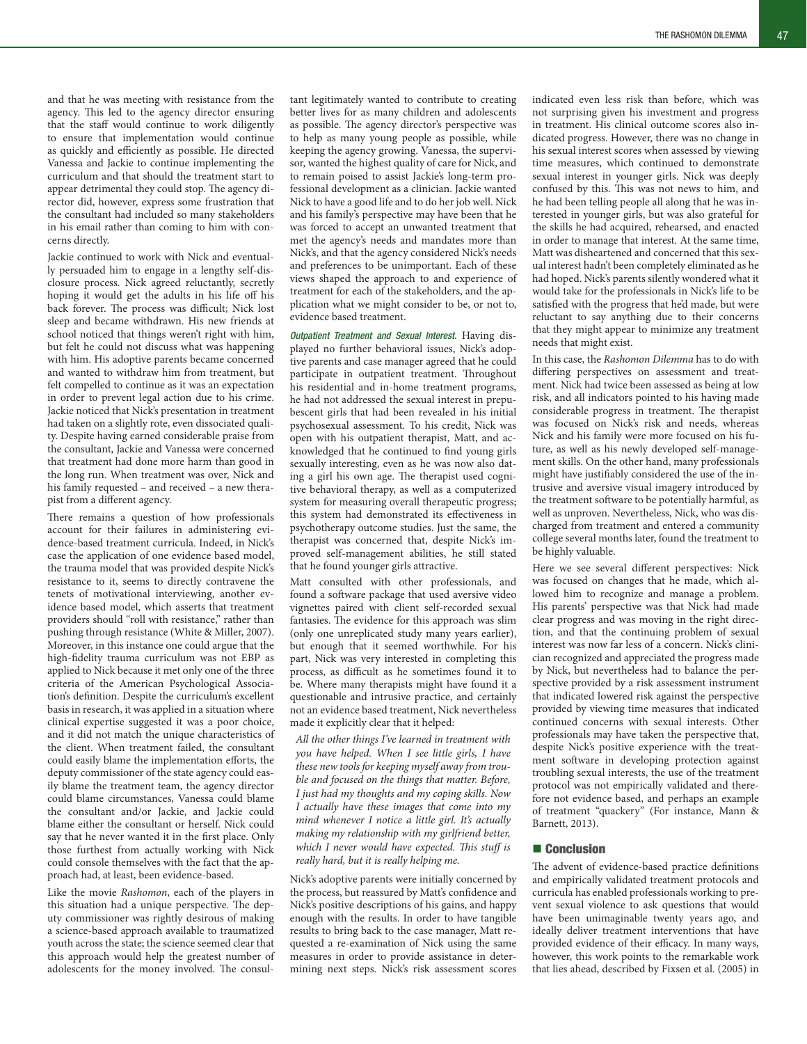and that he was meeting with resistance from the agency. This led to the agency director ensuring that the staff would continue to work diligently to ensure that implementation would continue as quickly and efficiently as possible. He directed Vanessa and Jackie to continue implementing the curriculum and that should the treatment start to appear detrimental they could stop. The agency director did, however, express some frustration that the consultant had included so many stakeholders in his email rather than coming to him with concerns directly.

Jackie continued to work with Nick and eventually persuaded him to engage in a lengthy self-disclosure process. Nick agreed reluctantly, secretly hoping it would get the adults in his life off his back forever. The process was difficult; Nick lost sleep and became withdrawn. His new friends at school noticed that things weren't right with him, but felt he could not discuss what was happening with him. His adoptive parents became concerned and wanted to withdraw him from treatment, but felt compelled to continue as it was an expectation in order to prevent legal action due to his crime. Jackie noticed that Nick's presentation in treatment had taken on a slightly rote, even dissociated quality. Despite having earned considerable praise from the consultant, Jackie and Vanessa were concerned that treatment had done more harm than good in the long run. When treatment was over, Nick and his family requested – and received – a new therapist from a different agency.

There remains a question of how professionals account for their failures in administering evidence-based treatment curricula. Indeed, in Nick's case the application of one evidence based model, the trauma model that was provided despite Nick's resistance to it, seems to directly contravene the tenets of motivational interviewing, another evidence based model, which asserts that treatment providers should "roll with resistance," rather than pushing through resistance (White & Miller, 2007). Moreover, in this instance one could argue that the high-fidelity trauma curriculum was not EBP as applied to Nick because it met only one of the three criteria of the American Psychological Association's definition. Despite the curriculum's excellent basis in research, it was applied in a situation where clinical expertise suggested it was a poor choice, and it did not match the unique characteristics of the client. When treatment failed, the consultant could easily blame the implementation efforts, the deputy commissioner of the state agency could easily blame the treatment team, the agency director could blame circumstances, Vanessa could blame the consultant and/or Jackie, and Jackie could blame either the consultant or herself. Nick could say that he never wanted it in the first place. Only those furthest from actually working with Nick could console themselves with the fact that the approach had, at least, been evidence-based.

Like the movie *Rashomon*, each of the players in this situation had a unique perspective. The deputy commissioner was rightly desirous of making a science-based approach available to traumatized youth across the state; the science seemed clear that this approach would help the greatest number of adolescents for the money involved. The consultant legitimately wanted to contribute to creating better lives for as many children and adolescents as possible. The agency director's perspective was to help as many young people as possible, while keeping the agency growing. Vanessa, the supervisor, wanted the highest quality of care for Nick, and to remain poised to assist Jackie's long-term professional development as a clinician. Jackie wanted Nick to have a good life and to do her job well. Nick and his family's perspective may have been that he was forced to accept an unwanted treatment that met the agency's needs and mandates more than Nick's, and that the agency considered Nick's needs and preferences to be unimportant. Each of these views shaped the approach to and experience of treatment for each of the stakeholders, and the application what we might consider to be, or not to, evidence based treatment.

*Outpatient Treatment and Sexual Interest.* Having displayed no further behavioral issues, Nick's adoptive parents and case manager agreed that he could participate in outpatient treatment. Throughout his residential and in-home treatment programs, he had not addressed the sexual interest in prepubescent girls that had been revealed in his initial psychosexual assessment. To his credit, Nick was open with his outpatient therapist, Matt, and acknowledged that he continued to find young girls sexually interesting, even as he was now also dating a girl his own age. The therapist used cognitive behavioral therapy, as well as a computerized system for measuring overall therapeutic progress; this system had demonstrated its effectiveness in psychotherapy outcome studies. Just the same, the therapist was concerned that, despite Nick's improved self-management abilities, he still stated that he found younger girls attractive.

Matt consulted with other professionals, and found a software package that used aversive video vignettes paired with client self-recorded sexual fantasies. The evidence for this approach was slim (only one unreplicated study many years earlier), but enough that it seemed worthwhile. For his part, Nick was very interested in completing this process, as difficult as he sometimes found it to be. Where many therapists might have found it a questionable and intrusive practice, and certainly not an evidence based treatment, Nick nevertheless made it explicitly clear that it helped:

> *All the other things I've learned in treatment with you have helped. When I see little girls, I have these new tools for keeping myself away from trouble and focused on the things that matter. Before, I just had my thoughts and my coping skills. Now I actually have these images that come into my mind whenever I notice a little girl. It's actually making my relationship with my girlfriend better, which I never would have expected. This stuff is really hard, but it is really helping me.*

Nick's adoptive parents were initially concerned by the process, but reassured by Matt's confidence and Nick's positive descriptions of his gains, and happy enough with the results. In order to have tangible results to bring back to the case manager, Matt requested a re-examination of Nick using the same measures in order to provide assistance in determining next steps. Nick's risk assessment scores indicated even less risk than before, which was not surprising given his investment and progress in treatment. His clinical outcome scores also indicated progress. However, there was no change in his sexual interest scores when assessed by viewing time measures, which continued to demonstrate sexual interest in younger girls. Nick was deeply confused by this. This was not news to him, and he had been telling people all along that he was interested in younger girls, but was also grateful for the skills he had acquired, rehearsed, and enacted in order to manage that interest. At the same time, Matt was disheartened and concerned that this sexual interest hadn't been completely eliminated as he had hoped. Nick's parents silently wondered what it would take for the professionals in Nick's life to be satisfied with the progress that he'd made, but were reluctant to say anything due to their concerns that they might appear to minimize any treatment needs that might exist.

In this case, the *Rashomon Dilemma* has to do with differing perspectives on assessment and treatment. Nick had twice been assessed as being at low risk, and all indicators pointed to his having made considerable progress in treatment. The therapist was focused on Nick's risk and needs, whereas Nick and his family were more focused on his future, as well as his newly developed self-management skills. On the other hand, many professionals might have justifiably considered the use of the intrusive and aversive visual imagery introduced by the treatment software to be potentially harmful, as well as unproven. Nevertheless, Nick, who was discharged from treatment and entered a community college several months later, found the treatment to be highly valuable.

Here we see several different perspectives: Nick was focused on changes that he made, which allowed him to recognize and manage a problem. His parents' perspective was that Nick had made clear progress and was moving in the right direction, and that the continuing problem of sexual interest was now far less of a concern. Nick's clinician recognized and appreciated the progress made by Nick, but nevertheless had to balance the perspective provided by a risk assessment instrument that indicated lowered risk against the perspective provided by viewing time measures that indicated continued concerns with sexual interests. Other professionals may have taken the perspective that, despite Nick's positive experience with the treatment software in developing protection against troubling sexual interests, the use of the treatment protocol was not empirically validated and therefore not evidence based, and perhaps an example of treatment "quackery" (For instance, Mann & Barnett, 2013).

## Conclusion

The advent of evidence-based practice definitions and empirically validated treatment protocols and curricula has enabled professionals working to prevent sexual violence to ask questions that would have been unimaginable twenty years ago, and ideally deliver treatment interventions that have provided evidence of their efficacy. In many ways, however, this work points to the remarkable work that lies ahead, described by Fixsen et al. (2005) in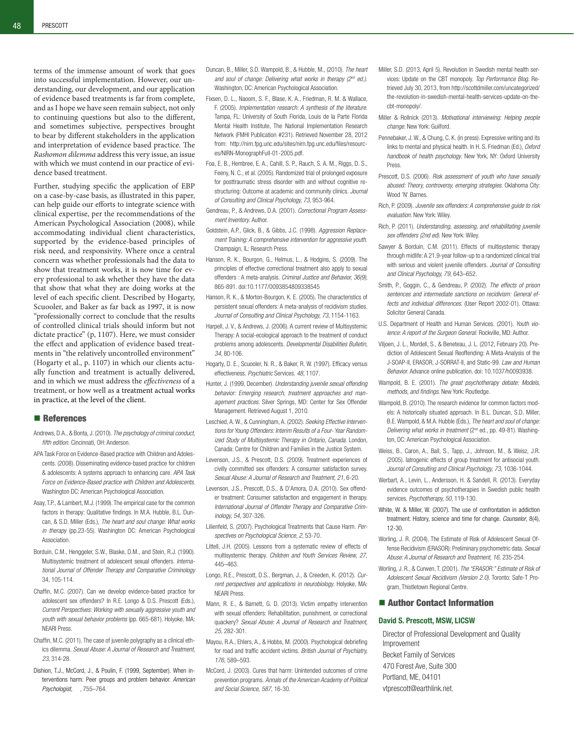terms of the immense amount of work that goes into successful implementation. However, our understanding, our development, and our application of evidence based treatments is far from complete, and as I hope we have seen remain subject, not only to continuing questions but also to the different, and sometimes subjective, perspectives brought to bear by different stakeholders in the application and interpretation of evidence based practice. The *Rashomon dilemma* address this very issue, an issue with which we must contend in our practice of evidence based treatment.

Further, studying specific the application of EBP on a case-by-case basis, as illustrated in this paper, can help guide our efforts to integrate science with clinical expertise, per the recommendations of the American Psychological Association (2008), while accommodating individual client characteristics, supported by the evidence-based principles of risk need, and responsivity. Where once a central concern was whether professionals had the data to show that treatment works, it is now time for every professional to ask whether they have the data that show that what they are doing works at the level of each specific client. Described by Hogarty, Scuooler, and Baker as far back as 1997, it is now "professionally correct to conclude that the results of controlled clinical trials should inform but not dictate practice" (p, 1107). Here, we must consider the effect and application of evidence based treatments in "the relatively uncontrolled environment" (Hogarty et al., p. 1107) in which our clients actually function and treatment is actually delivered, and in which we must address the *effectiveness* of a treatment, or how well as a treatment actual works in practice, at the level of the client.

## References

Andrews, D.A., & Bonta, J. (2010). *The psychology of criminal conduct, fifth edition.* Cincinnati, OH: Anderson.

APA Task Force on Evidence-Based practice with Children and Adolescents. (2008). Disseminating evidence-based practice for children & adolescents: A systems approach to enhancing care. *APA Task Force on Evidence-Based practice with Children and Adolescents*. Washington DC: American Psychological Association.

Asay, T.P., & Lambert, M.J. (1999). The empirical case for the common factors in therapy: Qualitative findings. In M.A. Hubble, B.L. Duncan, & S.D. Miller (Eds.), *The heart and soul change: What works in therapy* (pp.23-55). Washington DC: American Psychological Association.

Borduin, C.M., Henggeler, S.W., Blaske, D.M., and Stein, R.J. (1990). Multisystemic treatment of adolescent sexual offenders. *International Journal of Offender Therapy and Comparative Criminology* 34, 105-114.

Chaffin, M.C. (2007). Can we develop evidence-based practice for adolescent sex offenders? In R.E. Longo & D.S. Prescott (Eds.), *Current Perspectives: Working with sexually aggressive youth and youth with sexual behavior problems* (pp. 665-681). Holyoke, MA: NEARI Press.

Chaffin, M.C. (2011). The case of juvenile polygraphy as a clinical ethics dilemma. *Sexual Abuse: A Journal of Research and Treatment, 23*, 314-28.

Dishion, T.J., McCord, J., & Poulin, F. (1999, September). When interventions harm: Peer groups and problem behavior. *American Psychologist,* , 755–764.

Duncan, B., Miller, S.D. Wampold, B., & Hubble, M., (2010). *The heart and soul of change: Delivering what works in therapy (2nd ed.).* Washington, DC: American Psychological Association.

Fixsen, D. L., Naoom, S. F., Blase, K. A., Friedman, R. M. & Wallace, F. (2005). *Implementation research: A synthesis of the literature.* Tampa, FL: University of South Florida, Louis de la Parte Florida Mental Health Institute, The National Implementation Research Network (FMHI Publication #231). Retrieved November 28, 2012 from: http://nirn.fpg.unc.edu/sites/nirn.fpg.unc.edu/files/resources/NIRN-MonographFull-01-2005.pdf.

Foa, E. B., Hembree, E. A., Cahill, S. P., Rauch, S. A. M., Riggs, D. S., Feeny, N. C., et al. (2005). Randomized trial of prolonged exposure for posttraumatic stress disorder with and without cognitive restructuring: Outcome at academic and community clinics. *Journal of Consulting and Clinical Psychology, 73*, 953-964.

Gendreau, P., & Andrews, D.A. (2001). *Correctional Program Assessment Inventory.* Author.

Goldstein, A.P., Glick, B., & Gibbs, J.C. (1998). *Aggression Replacement Training: A comprehensive intervention for aggressive youth.* Champaign, IL: Research Press.

Hanson, R. K., Bourgon, G., Helmus, L., & Hodgins, S. (2009). The principles of effective correctional treatment also apply to sexual offenders : A meta-analysis. *Criminal Justice and Behavior, 36(9)*, 865-891. doi:10.1177/0093854809338545

Hanson, R. K., & Morton-Bourgon, K. E. (2005). The characteristics of persistent sexual offenders: A meta-analysis of recidivism studies. *Journal of Consulting and Clinical Psychology, 73*, 1154-1163.

Harpell, J. V., & Andrews, J. (2006). A current review of Multisystemic Therapy: A social-ecological approach to the treatment of conduct problems among adolescents. *Developmental Disabilities Bulletin, 34*, 80-106.

Hogarty, D. E., Scuooler, N. R., & Baker, R. W. (1997). Efficacy versus effectiveness. *Psychiatric* Services. *48*, 1107.

Hunter, J. (1999, December). *Understanding juvenile sexual offending behavior: Emerging research, treatment approaches and management practices.* Silver Springs, MD: Center for Sex Offender Management. Retrieved August 1, 2010.

Leschied, A. W., & Cunningham, A. (2002). *Seeking Effective Interventions for Young Offenders: Interim Results of a Four- Year Randomized Study of Multisystemic Therapy in Ontario, Canada.* London, Canada: Centre for Children and Families in the Justice System.

Levenson, J.S., & Prescott, D.S. (2009). Treatment experiences of civilly committed sex offenders: A consumer satisfaction survey. *Sexual Abuse: A Journal of Research and Treatment, 21*, 6-20.

Levenson, J.S., Prescott, D.S., & D'Amora, D.A. (2010). Sex offender treatment: Consumer satisfaction and engagement in therapy. *International Journal of Offender Therapy and Comparative Criminology, 54*, 307-326.

Lilienfeld, S. (2007). Psychological Treatments that Cause Harm. *Perspectives on Psychological Science, 2*, 53-70.

Littell, J.H. (2005). Lessons from a systematic review of effects of multisystemic therapy. *Children and Youth Services Review, 27*, 445–463.

Longo, R.E., Prescott, D.S., Bergman, J., & Creeden, K. (2012). *Current perspectives and applications in neurobiology.* Holyoke, MA: NEARI Press.

Mann, R. E., & Barnett, G. D. (2013). Victim empathy intervention with sexual offenders: Rehabilitation, punishment, or correctional quackery? *Sexual Abuse: A Journal of Research and Treatment, 25*, 282-301.

Mayou, R.A., Ehlers, A., & Hobbs, M. (2000). Psychological debriefing for road and traffic accident victims. *British Journal of Psychiatry, 176*, 589–593.

McCord, J. (2003). Cures that harm: Unintended outcomes of crime prevention programs. *Annals of the American Academy of Political and Social Science, 587*, 16-30.

Miller, S.D. (2013, April 5). Revolution in Swedish mental health services: Update on the CBT monopoly. *Top Performance Blog.* Retrieved July 30, 2013, from http://scottdmiller.com/uncategorized/the-revolution-in-swedish-mental-health-services-update-on-the-cbt-monopoly/.

Miller & Rollnick (2013). *Motivational interviewing: Helping people change.* New York: Guilford.

Pennebaker, J. W., & Chung, C. K. (in press). Expressive writing and its links to mental and physical health. In H. S. Friedman (Ed.), *Oxford handbook of health psychology.* New York, NY: Oxford University Press.

Prescott, D.S. (2006). *Risk assessment of youth who have sexually abused: Theory, controversy, emerging strategies.* Oklahoma City: Wood 'N' Barnes.

Rich, P. (2009). *Juvenile sex offenders: A comprehensive guide to risk evaluation.* New York: Wiley.

Rich, P. (2011). *Understanding, assessing, and rehabilitating juvenile sex offenders (2nd ed).* New York: Wiley.

Sawyer & Borduin, C.M. (2011). Effects of multisystemic therapy through midlife: A 21.9-year follow-up to a randomized clinical trial with serious and violent juvenile offenders. *Journal of Consulting and Clinical Psychology, 79*, 643–652.

Smith, P., Goggin, C., & Gendreau, P. (2002). *The effects of prison sentences and intermediate sanctions on recidivism: General effects and individual differences.* (User Report 2002-01). Ottawa: Solicitor General Canada.

U.S. Department of Health and Human Services. (2001). *Youth violence: A report of the Surgeon General.* Rockville, MD: Author.

Viljoen, J. L., Mordell, S., & Beneteau, J. L. (2012, February 20). Prediction of Adolescent Sexual Reoffending: A Meta-Analysis of the J-SOAP-II, ERASOR, J-SORRAT-II, and Static-99. *Law and Human Behavior.* Advance online publication. doi: 10.1037/h0093938.

Wampold, B. E. (2001). *The great psychotherapy debate: Models, methods, and findings.* New York: Routledge.

Wampold, B. (2010). The research evidence for common factors models: A historically situated approach. In B.L. Duncan, S.D. Miller, B.E. Wampold, & M.A. Hubble (Eds.), *The heart and soul of change: Delivering what works in treatment* (2nd ed., pp. 49-81). Washington, DC: American Psychological Association.

Weiss, B., Caron, A., Ball, S., Tapp, J., Johnson, M., & Weisz, J.R. (2005). Iatrogenic effects of group treatment for antisocial youth. *Journal of Consulting and Clinical Psychology, 73*, 1036-1044.

Werbart, A., Levin, L., Andersson, H. & Sandell, R. (2013). Everyday evidence outcomes of psychotherapies in Swedish public health services. *Psychotherapy, 50*, 119-130.

White, W. & Miller, W. (2007). The use of confrontation in addiction treatment: History, science and time for change. *Counselor*, 8(4), 12-30.

Worling, J. R. (2004). The Estimate of Risk of Adolescent Sexual Offense Recidivism (ERASOR): Preliminary psychometric data. *Sexual Abuse: A Journal of Research and Treatment, 16*, 235-254.

Worling, J. R., & Curwen, T. (2001). *The "ERASOR:" Estimate of Risk of Adolescent Sexual Recidivism (Version 2.0).* Toronto: Safe-T Program, Thistletown Regional Centre.

## Author Contact Information

### David S. Prescott, MSW, LICSW

Director of Professional Development and Quality Improvement
Becket Family of Services
470 Forest Ave, Suite 300
Portland, ME, 04101
vtprescott@earthlink.net.